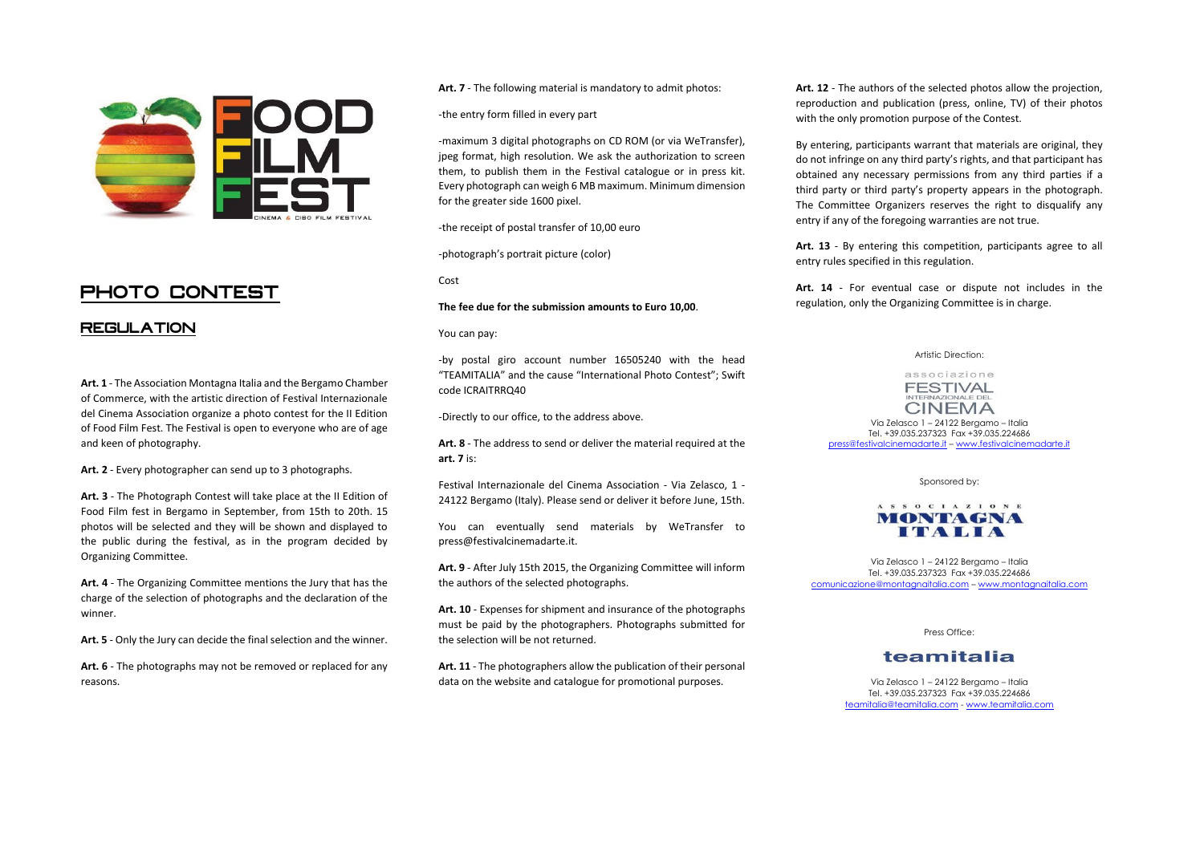FOOD FILM FEST

CINEMA & CIBO FILM FESTIVAL

# PHOTO CONTEST

## REGULATION

**Art. 1** - The Association Montagna Italia and the Bergamo Chamber of Commerce, with the artistic direction of Festival Internazionale del Cinema Association organize a photo contest for the II Edition of Food Film Fest. The Festival is open to everyone who are of age and keen of photography.

**Art. 2** - Every photographer can send up to 3 photographs.

**Art. 3** - The Photograph Contest will take place at the II Edition of Food Film fest in Bergamo in September, from 15th to 20th. 15 photos will be selected and they will be shown and displayed to the public during the festival, as in the program decided by Organizing Committee.

**Art. 4** - The Organizing Committee mentions the Jury that has the charge of the selection of photographs and the declaration of the winner.

**Art. 5** - Only the Jury can decide the final selection and the winner.

**Art. 6** - The photographs may not be removed or replaced for any reasons.

**Art. 7** - The following material is mandatory to admit photos:

-the entry form filled in every part

-maximum 3 digital photographs on CD ROM (or via WeTransfer), jpeg format, high resolution. We ask the authorization to screen them, to publish them in the Festival catalogue or in press kit. Every photograph can weigh 6 MB maximum. Minimum dimension for the greater side 1600 pixel.

-the receipt of postal transfer of 10,00 euro

-photograph's portrait picture (color)

Cost

**The fee due for the submission amounts to Euro 10,00**.

You can pay:

-by postal giro account number 16505240 with the head "TEAMITALIA" and the cause "International Photo Contest"; Swift code ICRAITRRQ40

-Directly to our office, to the address above.

**Art. 8** - The address to send or deliver the material required at the **art. 7** is:

Festival Internazionale del Cinema Association - Via Zelasco, 1 - 24122 Bergamo (Italy). Please send or deliver it before June, 15th.

You can eventually send materials by WeTransfer to press@festivalcinemadarte.it.

**Art. 9** - After July 15th 2015, the Organizing Committee will inform the authors of the selected photographs.

**Art. 10** - Expenses for shipment and insurance of the photographs must be paid by the photographers. Photographs submitted for the selection will be not returned.

**Art. 11** - The photographers allow the publication of their personal data on the website and catalogue for promotional purposes.

**Art. 12** - The authors of the selected photos allow the projection, reproduction and publication (press, online, TV) of their photos with the only promotion purpose of the Contest.

By entering, participants warrant that materials are original, they do not infringe on any third party's rights, and that participant has obtained any necessary permissions from any third parties if a third party or third party's property appears in the photograph. The Committee Organizers reserves the right to disqualify any entry if any of the foregoing warranties are not true.

**Art. 13** - By entering this competition, participants agree to all entry rules specified in this regulation.

**Art. 14** - For eventual case or dispute not includes in the regulation, only the Organizing Committee is in charge.

Artistic Direction:

associazione FESTIVAL INTERNAZIONALE DEL CINEMA

Via Zelasco 1 – 24122 Bergamo – Italia
Tel. +39.035.237323 Fax +39.035.224686
press@festivalcinemadarte.it – www.festivalcinemadarte.it

Sponsored by:

ASSOCIAZIONE MONTAGNA ITALIA

Via Zelasco 1 – 24122 Bergamo – Italia
Tel. +39.035.237323 Fax +39.035.224686
comunicazione@montagnaitalia.com – www.montagnaitalia.com

Press Office:

teamitalia

Via Zelasco 1 – 24122 Bergamo – Italia
Tel. +39.035.237323 Fax +39.035.224686
teamitalia@teamitalia.com - www.teamitalia.com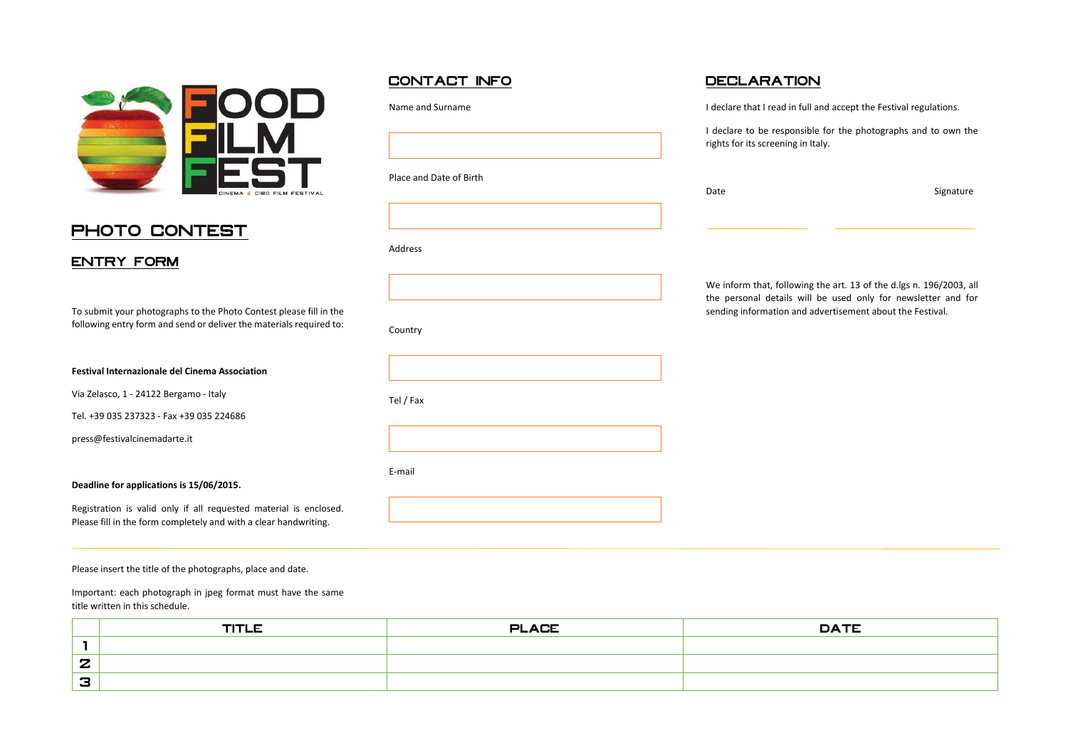FOOD FILM FEST

CINEMA & CIBO FILM FESTIVAL

## PHOTO CONTEST

### ENTRY FORM

To submit your photographs to the Photo Contest please fill in the following entry form and send or deliver the materials required to:

**Festival Internazionale del Cinema Association**

Via Zelasco, 1 - 24122 Bergamo - Italy

Tel. +39 035 237323 - Fax +39 035 224686

press@festivalcinemadarte.it

**Deadline for applications is 15/06/2015.**

Registration is valid only if all requested material is enclosed. Please fill in the form completely and with a clear handwriting.

### CONTACT INFO

Name and Surname

Place and Date of Birth

Address

Country

Tel / Fax

E-mail

### DECLARATION

I declare that I read in full and accept the Festival regulations.

I declare to be responsible for the photographs and to own the rights for its screening in Italy.

Date

Signature

We inform that, following the art. 13 of the d.lgs n. 196/2003, all the personal details will be used only for newsletter and for sending information and advertisement about the Festival.

Please insert the title of the photographs, place and date.

Important: each photograph in jpeg format must have the same title written in this schedule.

| | TITLE | PLACE | DATE |
|---|---|---|---|
| 1 | | | |
| 2 | | | |
| 3 | | | |